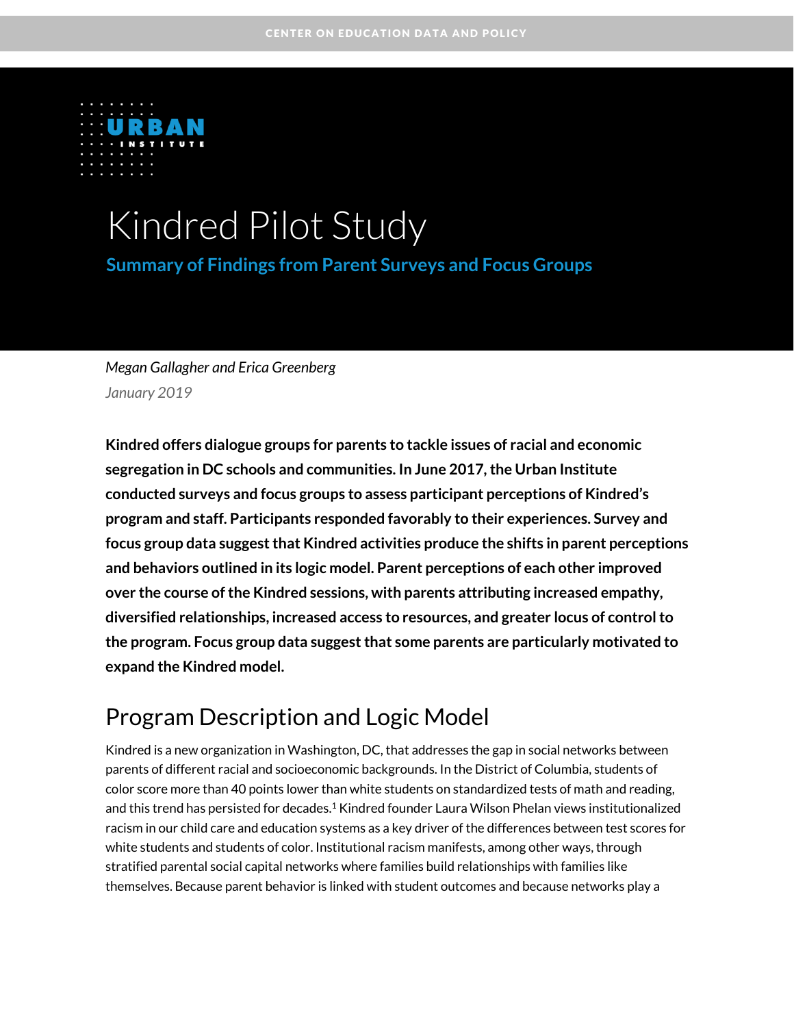CENTER ON EDUCATION DATA AND POLICY

URBAN INSTITUTE

# Kindred Pilot Study

## Summary of Findings from Parent Surveys and Focus Groups

*Megan Gallagher and Erica Greenberg*

*January 2019*

**Kindred offers dialogue groups for parents to tackle issues of racial and economic segregation in DC schools and communities. In June 2017, the Urban Institute conducted surveys and focus groups to assess participant perceptions of Kindred's program and staff. Participants responded favorably to their experiences. Survey and focus group data suggest that Kindred activities produce the shifts in parent perceptions and behaviors outlined in its logic model. Parent perceptions of each other improved over the course of the Kindred sessions, with parents attributing increased empathy, diversified relationships, increased access to resources, and greater locus of control to the program. Focus group data suggest that some parents are particularly motivated to expand the Kindred model.**

## Program Description and Logic Model

Kindred is a new organization in Washington, DC, that addresses the gap in social networks between parents of different racial and socioeconomic backgrounds. In the District of Columbia, students of color score more than 40 points lower than white students on standardized tests of math and reading, and this trend has persisted for decades.[1] Kindred founder Laura Wilson Phelan views institutionalized racism in our child care and education systems as a key driver of the differences between test scores for white students and students of color. Institutional racism manifests, among other ways, through stratified parental social capital networks where families build relationships with families like themselves. Because parent behavior is linked with student outcomes and because networks play a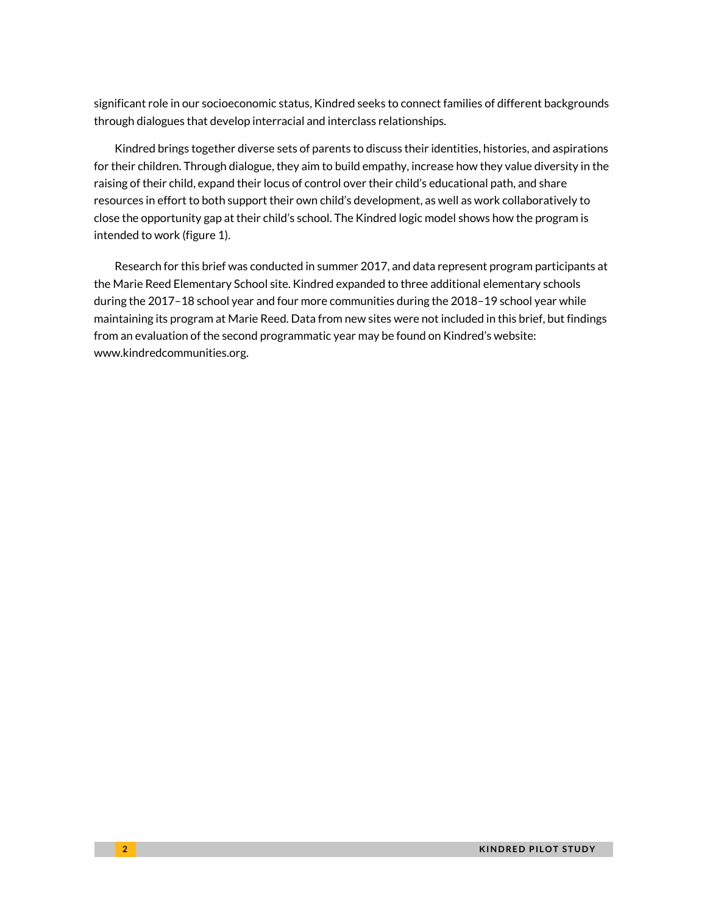significant role in our socioeconomic status, Kindred seeks to connect families of different backgrounds through dialogues that develop interracial and interclass relationships.

Kindred brings together diverse sets of parents to discuss their identities, histories, and aspirations for their children. Through dialogue, they aim to build empathy, increase how they value diversity in the raising of their child, expand their locus of control over their child's educational path, and share resources in effort to both support their own child's development, as well as work collaboratively to close the opportunity gap at their child's school. The Kindred logic model shows how the program is intended to work (figure 1).

Research for this brief was conducted in summer 2017, and data represent program participants at the Marie Reed Elementary School site. Kindred expanded to three additional elementary schools during the 2017–18 school year and four more communities during the 2018–19 school year while maintaining its program at Marie Reed. Data from new sites were not included in this brief, but findings from an evaluation of the second programmatic year may be found on Kindred's website: www.kindredcommunities.org.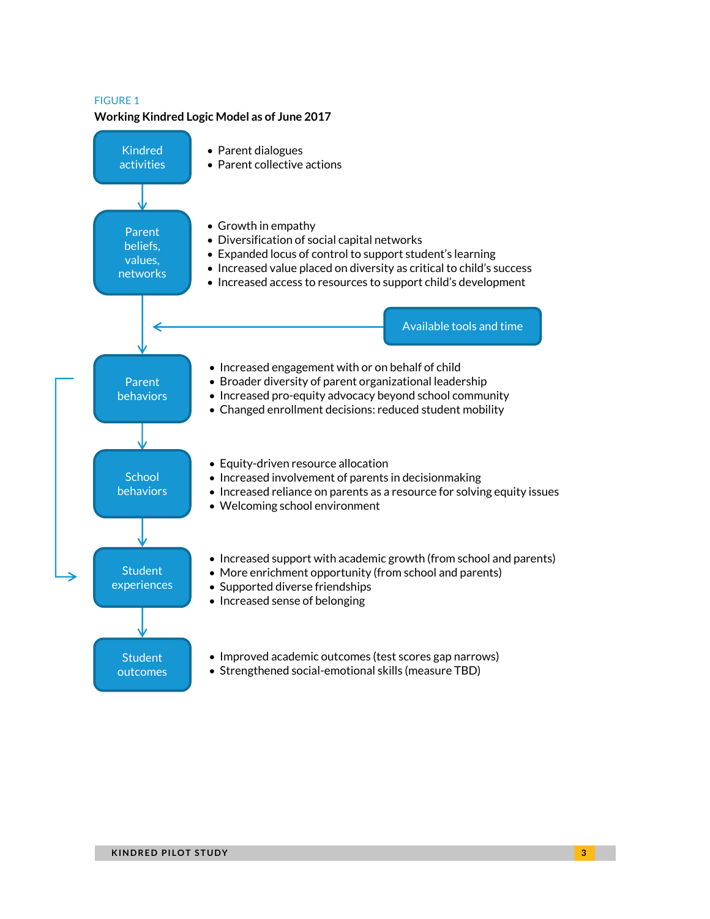FIGURE 1

**Working Kindred Logic Model as of June 2017**

**Kindred activities**

- Parent dialogues
- Parent collective actions

**Parent beliefs, values, networks**

- Growth in empathy
- Diversification of social capital networks
- Expanded locus of control to support student's learning
- Increased value placed on diversity as critical to child's success
- Increased access to resources to support child's development

**Available tools and time**

**Parent behaviors**

- Increased engagement with or on behalf of child
- Broader diversity of parent organizational leadership
- Increased pro-equity advocacy beyond school community
- Changed enrollment decisions: reduced student mobility

**School behaviors**

- Equity-driven resource allocation
- Increased involvement of parents in decisionmaking
- Increased reliance on parents as a resource for solving equity issues
- Welcoming school environment

**Student experiences**

- Increased support with academic growth (from school and parents)
- More enrichment opportunity (from school and parents)
- Supported diverse friendships
- Increased sense of belonging

**Student outcomes**

- Improved academic outcomes (test scores gap narrows)
- Strengthened social-emotional skills (measure TBD)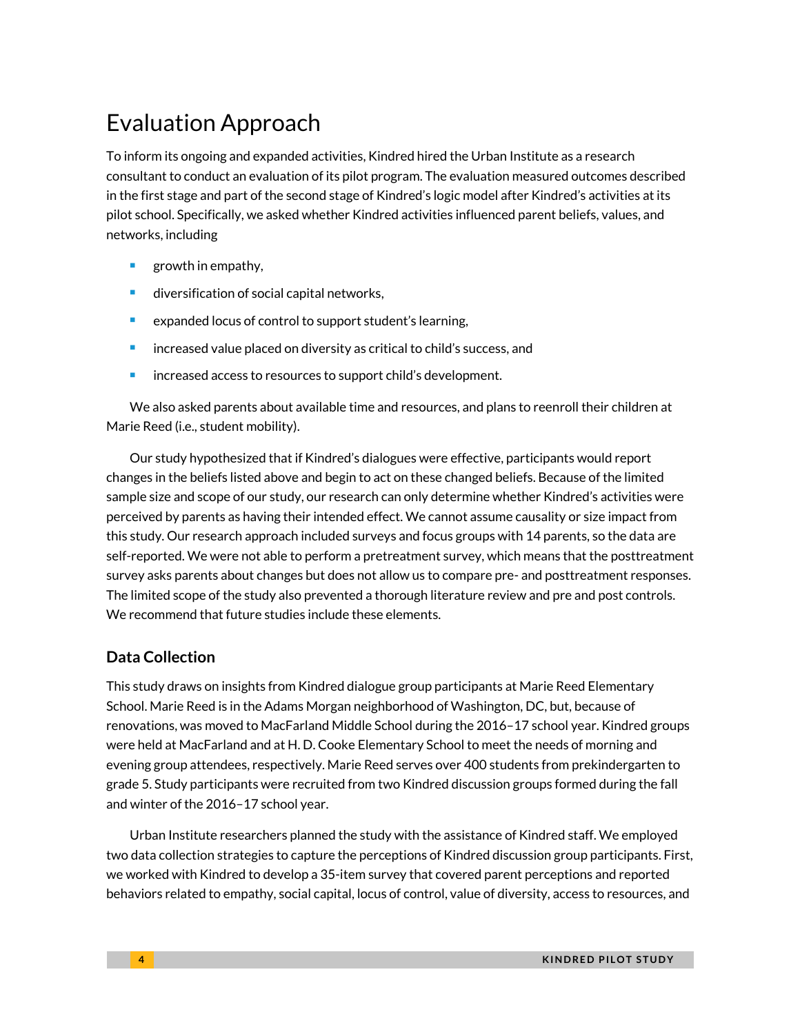# Evaluation Approach

To inform its ongoing and expanded activities, Kindred hired the Urban Institute as a research consultant to conduct an evaluation of its pilot program. The evaluation measured outcomes described in the first stage and part of the second stage of Kindred's logic model after Kindred's activities at its pilot school. Specifically, we asked whether Kindred activities influenced parent beliefs, values, and networks, including

- growth in empathy,
- diversification of social capital networks,
- expanded locus of control to support student's learning,
- increased value placed on diversity as critical to child's success, and
- increased access to resources to support child's development.

We also asked parents about available time and resources, and plans to reenroll their children at Marie Reed (i.e., student mobility).

Our study hypothesized that if Kindred's dialogues were effective, participants would report changes in the beliefs listed above and begin to act on these changed beliefs. Because of the limited sample size and scope of our study, our research can only determine whether Kindred's activities were perceived by parents as having their intended effect. We cannot assume causality or size impact from this study. Our research approach included surveys and focus groups with 14 parents, so the data are self-reported. We were not able to perform a pretreatment survey, which means that the posttreatment survey asks parents about changes but does not allow us to compare pre- and posttreatment responses. The limited scope of the study also prevented a thorough literature review and pre and post controls. We recommend that future studies include these elements.

## Data Collection

This study draws on insights from Kindred dialogue group participants at Marie Reed Elementary School. Marie Reed is in the Adams Morgan neighborhood of Washington, DC, but, because of renovations, was moved to MacFarland Middle School during the 2016–17 school year. Kindred groups were held at MacFarland and at H. D. Cooke Elementary School to meet the needs of morning and evening group attendees, respectively. Marie Reed serves over 400 students from prekindergarten to grade 5. Study participants were recruited from two Kindred discussion groups formed during the fall and winter of the 2016–17 school year.

Urban Institute researchers planned the study with the assistance of Kindred staff. We employed two data collection strategies to capture the perceptions of Kindred discussion group participants. First, we worked with Kindred to develop a 35-item survey that covered parent perceptions and reported behaviors related to empathy, social capital, locus of control, value of diversity, access to resources, and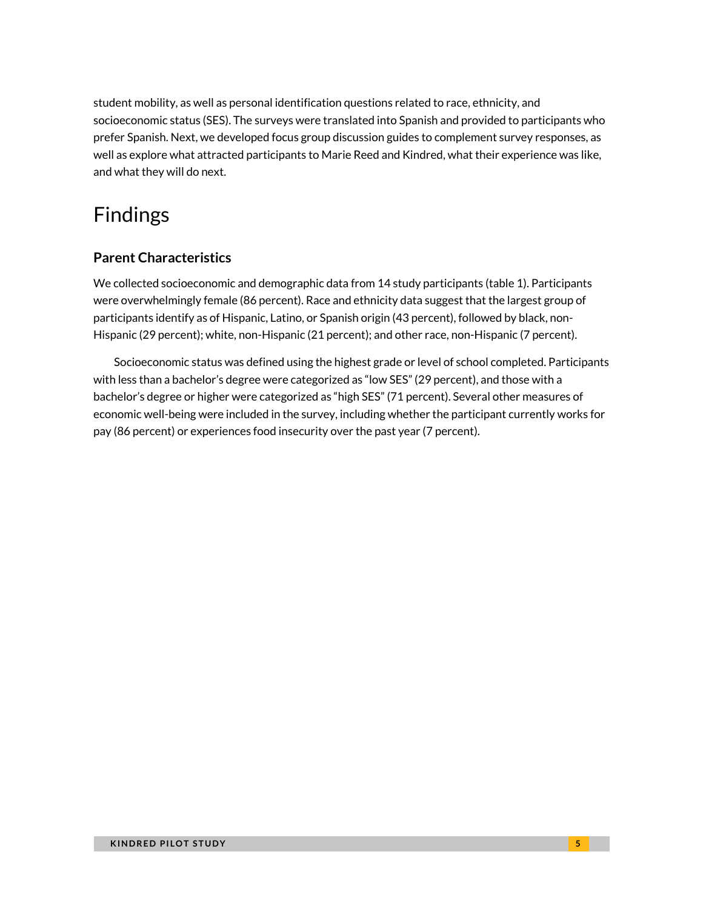student mobility, as well as personal identification questions related to race, ethnicity, and socioeconomic status (SES). The surveys were translated into Spanish and provided to participants who prefer Spanish. Next, we developed focus group discussion guides to complement survey responses, as well as explore what attracted participants to Marie Reed and Kindred, what their experience was like, and what they will do next.

# Findings

## Parent Characteristics

We collected socioeconomic and demographic data from 14 study participants (table 1). Participants were overwhelmingly female (86 percent). Race and ethnicity data suggest that the largest group of participants identify as of Hispanic, Latino, or Spanish origin (43 percent), followed by black, non-Hispanic (29 percent); white, non-Hispanic (21 percent); and other race, non-Hispanic (7 percent).

Socioeconomic status was defined using the highest grade or level of school completed. Participants with less than a bachelor's degree were categorized as "low SES" (29 percent), and those with a bachelor's degree or higher were categorized as "high SES" (71 percent). Several other measures of economic well-being were included in the survey, including whether the participant currently works for pay (86 percent) or experiences food insecurity over the past year (7 percent).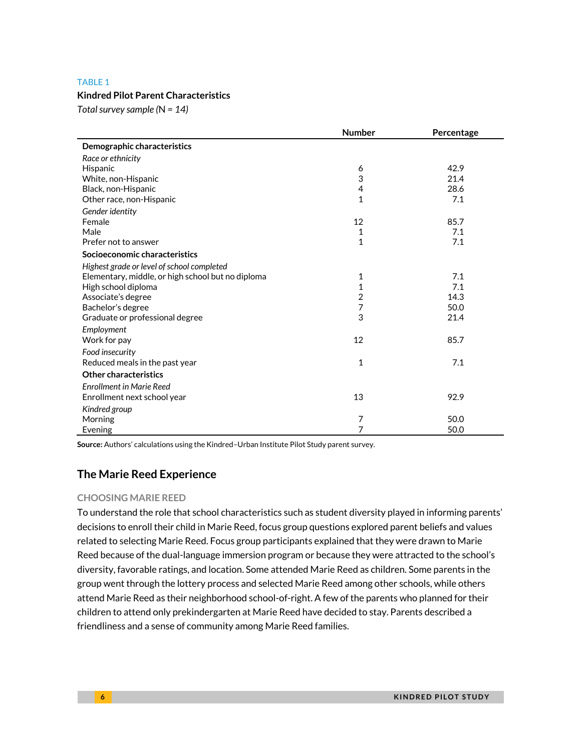TABLE 1

**Kindred Pilot Parent Characteristics**

*Total survey sample* (N = *14*)

| | Number | Percentage |
|---|---|---|
| **Demographic characteristics** | | |
| *Race or ethnicity* | | |
| Hispanic | 6 | 42.9 |
| White, non-Hispanic | 3 | 21.4 |
| Black, non-Hispanic | 4 | 28.6 |
| Other race, non-Hispanic | 1 | 7.1 |
| *Gender identity* | | |
| Female | 12 | 85.7 |
| Male | 1 | 7.1 |
| Prefer not to answer | 1 | 7.1 |
| **Socioeconomic characteristics** | | |
| *Highest grade or level of school completed* | | |
| Elementary, middle, or high school but no diploma | 1 | 7.1 |
| High school diploma | 1 | 7.1 |
| Associate's degree | 2 | 14.3 |
| Bachelor's degree | 7 | 50.0 |
| Graduate or professional degree | 3 | 21.4 |
| *Employment* | | |
| Work for pay | 12 | 85.7 |
| *Food insecurity* | | |
| Reduced meals in the past year | 1 | 7.1 |
| **Other characteristics** | | |
| *Enrollment in Marie Reed* | | |
| Enrollment next school year | 13 | 92.9 |
| *Kindred group* | | |
| Morning | 7 | 50.0 |
| Evening | 7 | 50.0 |

**Source:** Authors' calculations using the Kindred–Urban Institute Pilot Study parent survey.

## The Marie Reed Experience

### CHOOSING MARIE REED

To understand the role that school characteristics such as student diversity played in informing parents' decisions to enroll their child in Marie Reed, focus group questions explored parent beliefs and values related to selecting Marie Reed. Focus group participants explained that they were drawn to Marie Reed because of the dual-language immersion program or because they were attracted to the school's diversity, favorable ratings, and location. Some attended Marie Reed as children. Some parents in the group went through the lottery process and selected Marie Reed among other schools, while others attend Marie Reed as their neighborhood school-of-right. A few of the parents who planned for their children to attend only prekindergarten at Marie Reed have decided to stay. Parents described a friendliness and a sense of community among Marie Reed families.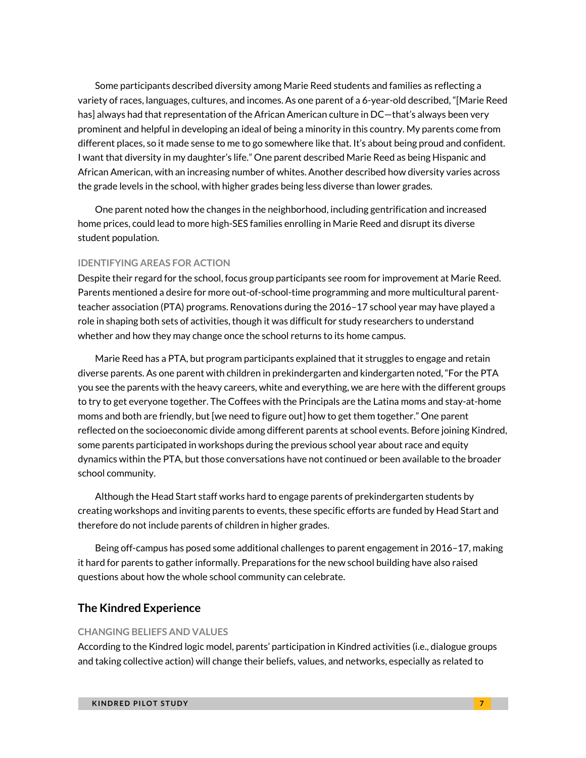Some participants described diversity among Marie Reed students and families as reflecting a variety of races, languages, cultures, and incomes. As one parent of a 6-year-old described, "[Marie Reed has] always had that representation of the African American culture in DC—that's always been very prominent and helpful in developing an ideal of being a minority in this country. My parents come from different places, so it made sense to me to go somewhere like that. It's about being proud and confident. I want that diversity in my daughter's life." One parent described Marie Reed as being Hispanic and African American, with an increasing number of whites. Another described how diversity varies across the grade levels in the school, with higher grades being less diverse than lower grades.

One parent noted how the changes in the neighborhood, including gentrification and increased home prices, could lead to more high-SES families enrolling in Marie Reed and disrupt its diverse student population.

#### IDENTIFYING AREAS FOR ACTION

Despite their regard for the school, focus group participants see room for improvement at Marie Reed. Parents mentioned a desire for more out-of-school-time programming and more multicultural parent-teacher association (PTA) programs. Renovations during the 2016–17 school year may have played a role in shaping both sets of activities, though it was difficult for study researchers to understand whether and how they may change once the school returns to its home campus.

Marie Reed has a PTA, but program participants explained that it struggles to engage and retain diverse parents. As one parent with children in prekindergarten and kindergarten noted, "For the PTA you see the parents with the heavy careers, white and everything, we are here with the different groups to try to get everyone together. The Coffees with the Principals are the Latina moms and stay-at-home moms and both are friendly, but [we need to figure out] how to get them together." One parent reflected on the socioeconomic divide among different parents at school events. Before joining Kindred, some parents participated in workshops during the previous school year about race and equity dynamics within the PTA, but those conversations have not continued or been available to the broader school community.

Although the Head Start staff works hard to engage parents of prekindergarten students by creating workshops and inviting parents to events, these specific efforts are funded by Head Start and therefore do not include parents of children in higher grades.

Being off-campus has posed some additional challenges to parent engagement in 2016–17, making it hard for parents to gather informally. Preparations for the new school building have also raised questions about how the whole school community can celebrate.

## The Kindred Experience

#### CHANGING BELIEFS AND VALUES

According to the Kindred logic model, parents' participation in Kindred activities (i.e., dialogue groups and taking collective action) will change their beliefs, values, and networks, especially as related to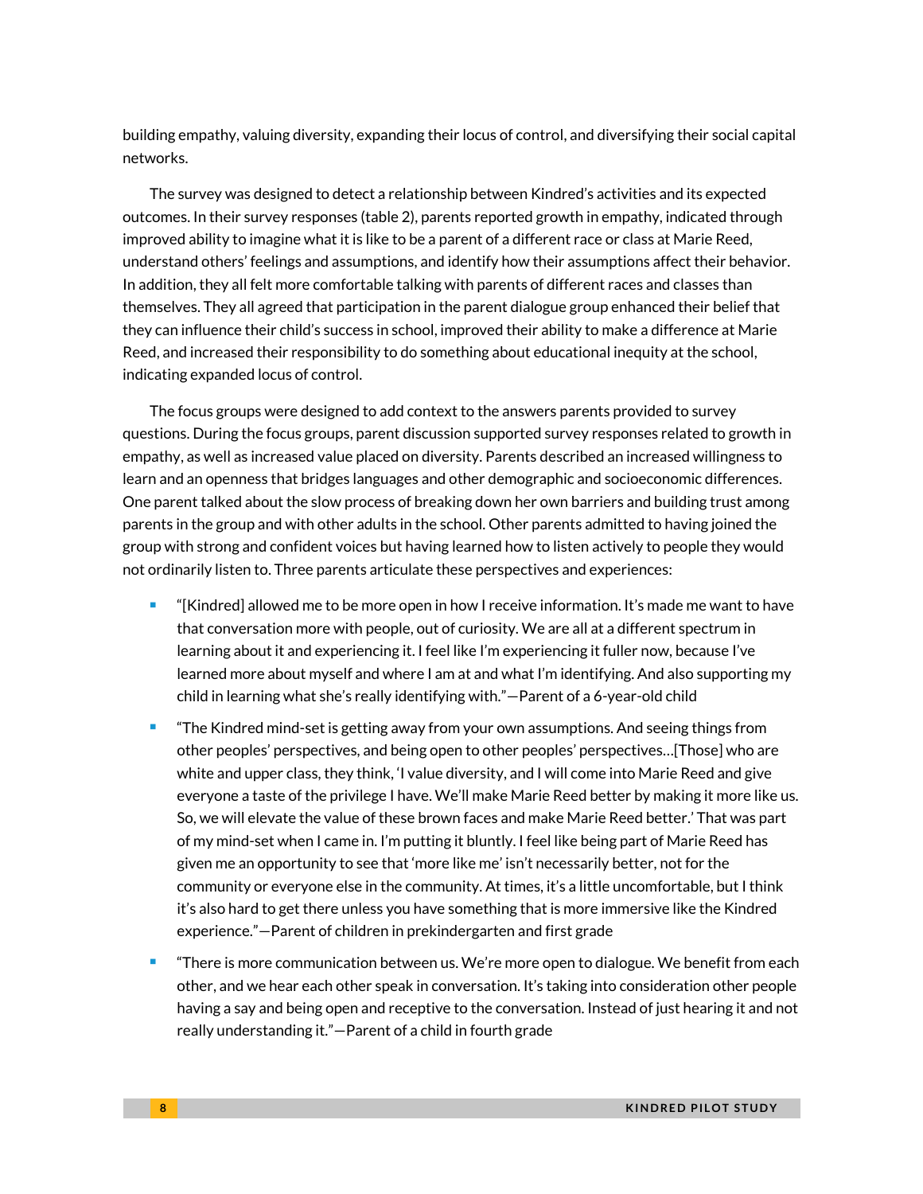building empathy, valuing diversity, expanding their locus of control, and diversifying their social capital networks.

The survey was designed to detect a relationship between Kindred's activities and its expected outcomes. In their survey responses (table 2), parents reported growth in empathy, indicated through improved ability to imagine what it is like to be a parent of a different race or class at Marie Reed, understand others' feelings and assumptions, and identify how their assumptions affect their behavior. In addition, they all felt more comfortable talking with parents of different races and classes than themselves. They all agreed that participation in the parent dialogue group enhanced their belief that they can influence their child's success in school, improved their ability to make a difference at Marie Reed, and increased their responsibility to do something about educational inequity at the school, indicating expanded locus of control.

The focus groups were designed to add context to the answers parents provided to survey questions. During the focus groups, parent discussion supported survey responses related to growth in empathy, as well as increased value placed on diversity. Parents described an increased willingness to learn and an openness that bridges languages and other demographic and socioeconomic differences. One parent talked about the slow process of breaking down her own barriers and building trust among parents in the group and with other adults in the school. Other parents admitted to having joined the group with strong and confident voices but having learned how to listen actively to people they would not ordinarily listen to. Three parents articulate these perspectives and experiences:

- "[Kindred] allowed me to be more open in how I receive information. It's made me want to have that conversation more with people, out of curiosity. We are all at a different spectrum in learning about it and experiencing it. I feel like I'm experiencing it fuller now, because I've learned more about myself and where I am at and what I'm identifying. And also supporting my child in learning what she's really identifying with."—Parent of a 6-year-old child
- "The Kindred mind-set is getting away from your own assumptions. And seeing things from other peoples' perspectives, and being open to other peoples' perspectives…[Those] who are white and upper class, they think, 'I value diversity, and I will come into Marie Reed and give everyone a taste of the privilege I have. We'll make Marie Reed better by making it more like us. So, we will elevate the value of these brown faces and make Marie Reed better.' That was part of my mind-set when I came in. I'm putting it bluntly. I feel like being part of Marie Reed has given me an opportunity to see that 'more like me' isn't necessarily better, not for the community or everyone else in the community. At times, it's a little uncomfortable, but I think it's also hard to get there unless you have something that is more immersive like the Kindred experience."—Parent of children in prekindergarten and first grade
- "There is more communication between us. We're more open to dialogue. We benefit from each other, and we hear each other speak in conversation. It's taking into consideration other people having a say and being open and receptive to the conversation. Instead of just hearing it and not really understanding it."—Parent of a child in fourth grade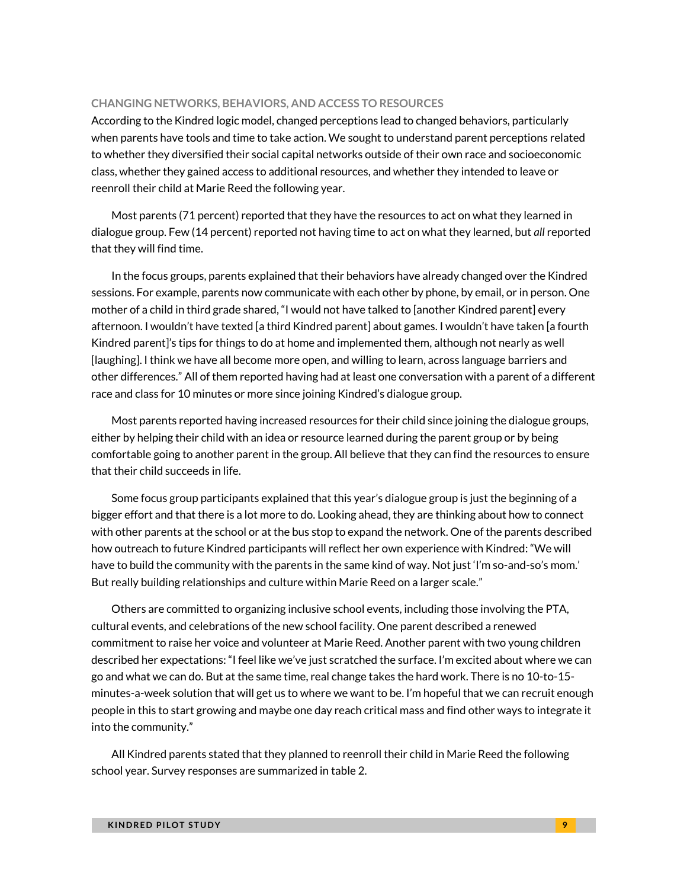### CHANGING NETWORKS, BEHAVIORS, AND ACCESS TO RESOURCES

According to the Kindred logic model, changed perceptions lead to changed behaviors, particularly when parents have tools and time to take action. We sought to understand parent perceptions related to whether they diversified their social capital networks outside of their own race and socioeconomic class, whether they gained access to additional resources, and whether they intended to leave or reenroll their child at Marie Reed the following year.

Most parents (71 percent) reported that they have the resources to act on what they learned in dialogue group. Few (14 percent) reported not having time to act on what they learned, but *all* reported that they will find time.

In the focus groups, parents explained that their behaviors have already changed over the Kindred sessions. For example, parents now communicate with each other by phone, by email, or in person. One mother of a child in third grade shared, "I would not have talked to [another Kindred parent] every afternoon. I wouldn't have texted [a third Kindred parent] about games. I wouldn't have taken [a fourth Kindred parent]'s tips for things to do at home and implemented them, although not nearly as well [laughing]. I think we have all become more open, and willing to learn, across language barriers and other differences." All of them reported having had at least one conversation with a parent of a different race and class for 10 minutes or more since joining Kindred's dialogue group.

Most parents reported having increased resources for their child since joining the dialogue groups, either by helping their child with an idea or resource learned during the parent group or by being comfortable going to another parent in the group. All believe that they can find the resources to ensure that their child succeeds in life.

Some focus group participants explained that this year's dialogue group is just the beginning of a bigger effort and that there is a lot more to do. Looking ahead, they are thinking about how to connect with other parents at the school or at the bus stop to expand the network. One of the parents described how outreach to future Kindred participants will reflect her own experience with Kindred: "We will have to build the community with the parents in the same kind of way. Not just 'I'm so-and-so's mom.' But really building relationships and culture within Marie Reed on a larger scale."

Others are committed to organizing inclusive school events, including those involving the PTA, cultural events, and celebrations of the new school facility. One parent described a renewed commitment to raise her voice and volunteer at Marie Reed. Another parent with two young children described her expectations: "I feel like we've just scratched the surface. I'm excited about where we can go and what we can do. But at the same time, real change takes the hard work. There is no 10-to-15-minutes-a-week solution that will get us to where we want to be. I'm hopeful that we can recruit enough people in this to start growing and maybe one day reach critical mass and find other ways to integrate it into the community."

All Kindred parents stated that they planned to reenroll their child in Marie Reed the following school year. Survey responses are summarized in table 2.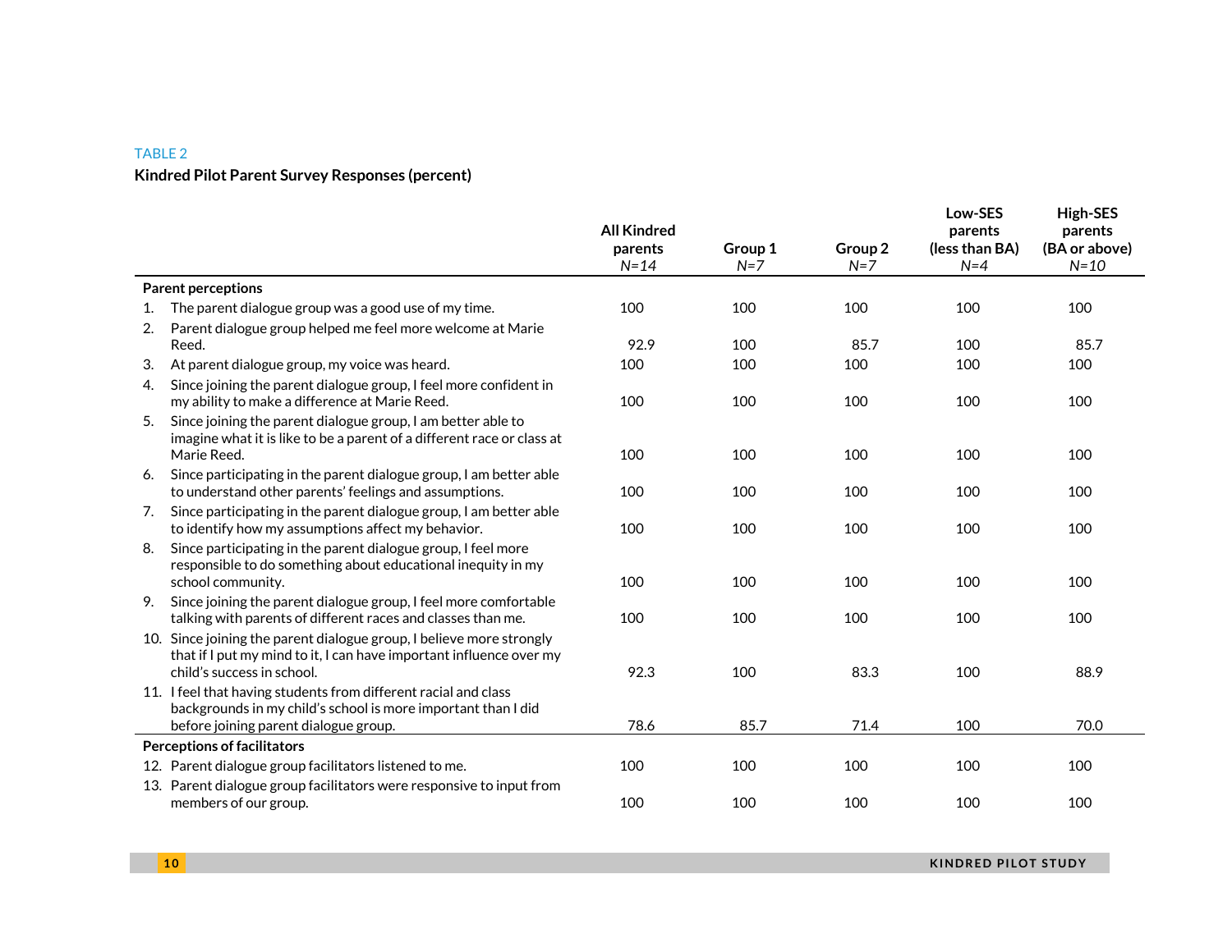TABLE 2

**Kindred Pilot Parent Survey Responses (percent)**

| | All Kindred parents *N=14* | Group 1 *N=7* | Group 2 *N=7* | Low-SES parents (less than BA) *N=4* | High-SES parents (BA or above) *N=10* |
|---|---|---|---|---|---|
| **Parent perceptions** | | | | | |
| 1. The parent dialogue group was a good use of my time. | 100 | 100 | 100 | 100 | 100 |
| 2. Parent dialogue group helped me feel more welcome at Marie Reed. | 92.9 | 100 | 85.7 | 100 | 85.7 |
| 3. At parent dialogue group, my voice was heard. | 100 | 100 | 100 | 100 | 100 |
| 4. Since joining the parent dialogue group, I feel more confident in my ability to make a difference at Marie Reed. | 100 | 100 | 100 | 100 | 100 |
| 5. Since joining the parent dialogue group, I am better able to imagine what it is like to be a parent of a different race or class at Marie Reed. | 100 | 100 | 100 | 100 | 100 |
| 6. Since participating in the parent dialogue group, I am better able to understand other parents' feelings and assumptions. | 100 | 100 | 100 | 100 | 100 |
| 7. Since participating in the parent dialogue group, I am better able to identify how my assumptions affect my behavior. | 100 | 100 | 100 | 100 | 100 |
| 8. Since participating in the parent dialogue group, I feel more responsible to do something about educational inequity in my school community. | 100 | 100 | 100 | 100 | 100 |
| 9. Since joining the parent dialogue group, I feel more comfortable talking with parents of different races and classes than me. | 100 | 100 | 100 | 100 | 100 |
| 10. Since joining the parent dialogue group, I believe more strongly that if I put my mind to it, I can have important influence over my child's success in school. | 92.3 | 100 | 83.3 | 100 | 88.9 |
| 11. I feel that having students from different racial and class backgrounds in my child's school is more important than I did before joining parent dialogue group. | 78.6 | 85.7 | 71.4 | 100 | 70.0 |
| **Perceptions of facilitators** | | | | | |
| 12. Parent dialogue group facilitators listened to me. | 100 | 100 | 100 | 100 | 100 |
| 13. Parent dialogue group facilitators were responsive to input from members of our group. | 100 | 100 | 100 | 100 | 100 |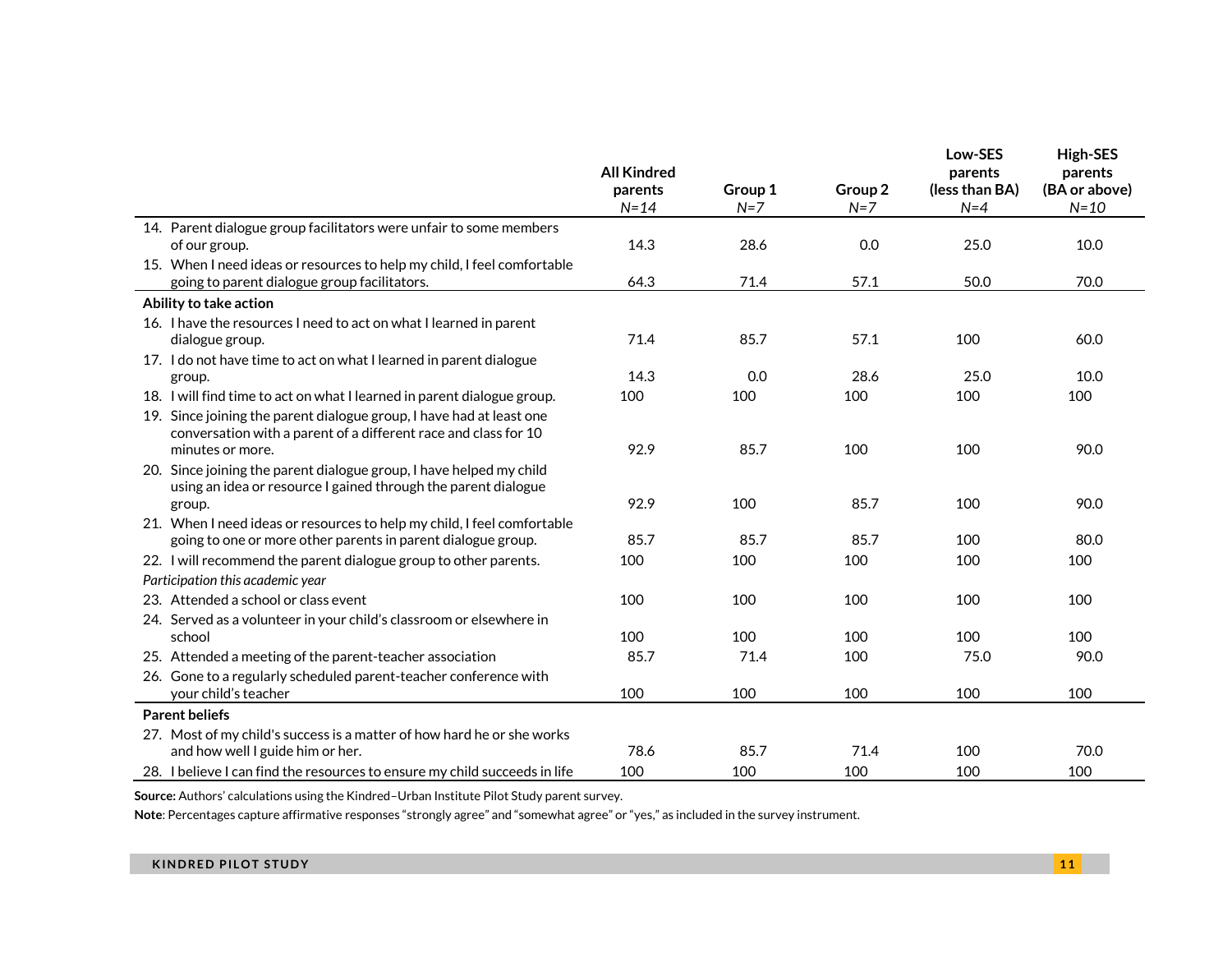| | All Kindred parents *N=14* | Group 1 *N=7* | Group 2 *N=7* | Low-SES parents (less than BA) *N=4* | High-SES parents (BA or above) *N=10* |
|---|---|---|---|---|---|
| 14. Parent dialogue group facilitators were unfair to some members of our group. | 14.3 | 28.6 | 0.0 | 25.0 | 10.0 |
| 15. When I need ideas or resources to help my child, I feel comfortable going to parent dialogue group facilitators. | 64.3 | 71.4 | 57.1 | 50.0 | 70.0 |
| **Ability to take action** | | | | | |
| 16. I have the resources I need to act on what I learned in parent dialogue group. | 71.4 | 85.7 | 57.1 | 100 | 60.0 |
| 17. I do not have time to act on what I learned in parent dialogue group. | 14.3 | 0.0 | 28.6 | 25.0 | 10.0 |
| 18. I will find time to act on what I learned in parent dialogue group. | 100 | 100 | 100 | 100 | 100 |
| 19. Since joining the parent dialogue group, I have had at least one conversation with a parent of a different race and class for 10 minutes or more. | 92.9 | 85.7 | 100 | 100 | 90.0 |
| 20. Since joining the parent dialogue group, I have helped my child using an idea or resource I gained through the parent dialogue group. | 92.9 | 100 | 85.7 | 100 | 90.0 |
| 21. When I need ideas or resources to help my child, I feel comfortable going to one or more other parents in parent dialogue group. | 85.7 | 85.7 | 85.7 | 100 | 80.0 |
| 22. I will recommend the parent dialogue group to other parents. | 100 | 100 | 100 | 100 | 100 |
| *Participation this academic year* | | | | | |
| 23. Attended a school or class event | 100 | 100 | 100 | 100 | 100 |
| 24. Served as a volunteer in your child's classroom or elsewhere in school | 100 | 100 | 100 | 100 | 100 |
| 25. Attended a meeting of the parent-teacher association | 85.7 | 71.4 | 100 | 75.0 | 90.0 |
| 26. Gone to a regularly scheduled parent-teacher conference with your child's teacher | 100 | 100 | 100 | 100 | 100 |
| **Parent beliefs** | | | | | |
| 27. Most of my child's success is a matter of how hard he or she works and how well I guide him or her. | 78.6 | 85.7 | 71.4 | 100 | 70.0 |
| 28. I believe I can find the resources to ensure my child succeeds in life | 100 | 100 | 100 | 100 | 100 |

**Source:** Authors' calculations using the Kindred–Urban Institute Pilot Study parent survey.

**Note**: Percentages capture affirmative responses "strongly agree" and "somewhat agree" or "yes," as included in the survey instrument.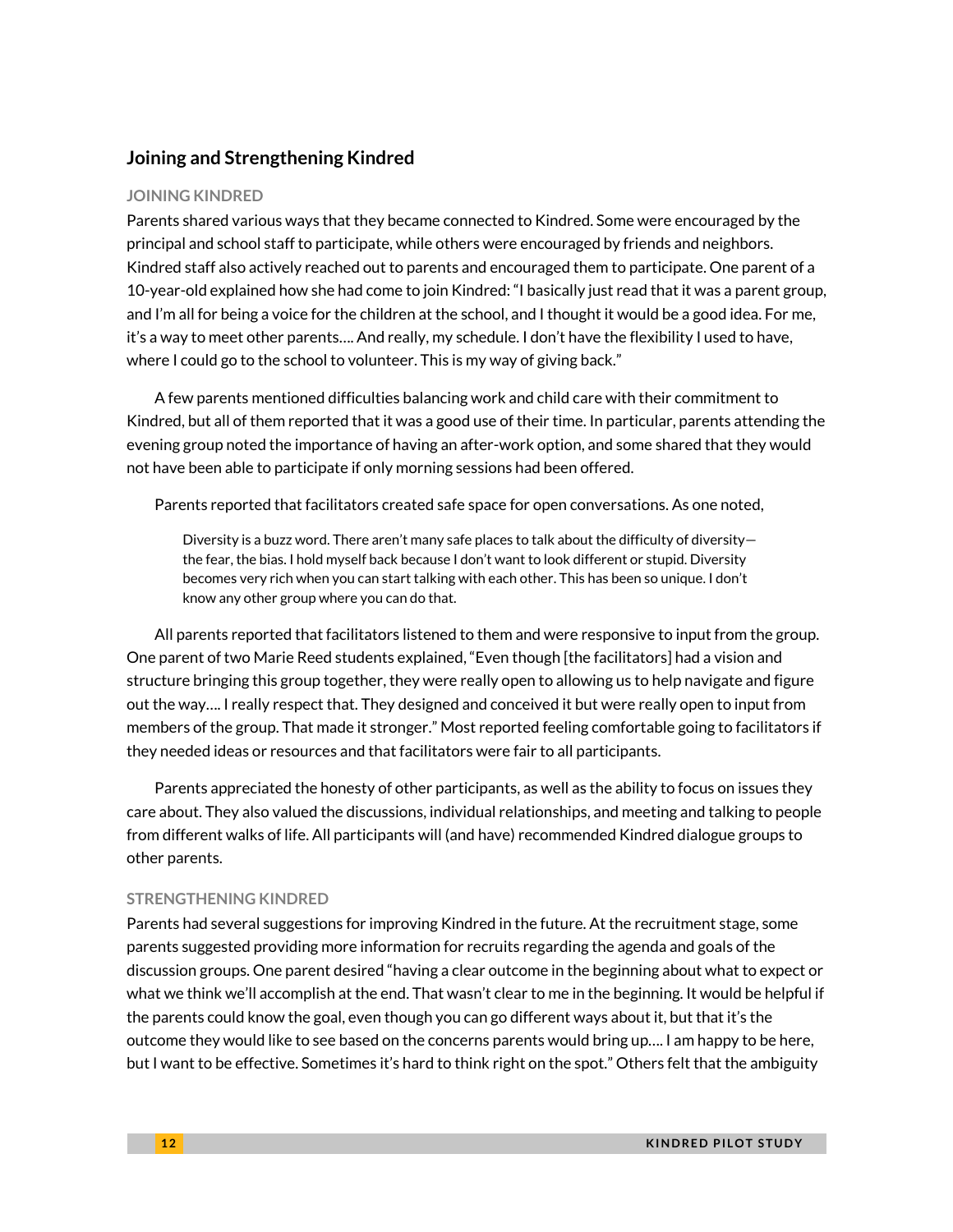## Joining and Strengthening Kindred

### JOINING KINDRED

Parents shared various ways that they became connected to Kindred. Some were encouraged by the principal and school staff to participate, while others were encouraged by friends and neighbors. Kindred staff also actively reached out to parents and encouraged them to participate. One parent of a 10-year-old explained how she had come to join Kindred: "I basically just read that it was a parent group, and I'm all for being a voice for the children at the school, and I thought it would be a good idea. For me, it's a way to meet other parents…. And really, my schedule. I don't have the flexibility I used to have, where I could go to the school to volunteer. This is my way of giving back."

A few parents mentioned difficulties balancing work and child care with their commitment to Kindred, but all of them reported that it was a good use of their time. In particular, parents attending the evening group noted the importance of having an after-work option, and some shared that they would not have been able to participate if only morning sessions had been offered.

Parents reported that facilitators created safe space for open conversations. As one noted,

> Diversity is a buzz word. There aren't many safe places to talk about the difficulty of diversity—the fear, the bias. I hold myself back because I don't want to look different or stupid. Diversity becomes very rich when you can start talking with each other. This has been so unique. I don't know any other group where you can do that.

All parents reported that facilitators listened to them and were responsive to input from the group. One parent of two Marie Reed students explained, "Even though [the facilitators] had a vision and structure bringing this group together, they were really open to allowing us to help navigate and figure out the way…. I really respect that. They designed and conceived it but were really open to input from members of the group. That made it stronger." Most reported feeling comfortable going to facilitators if they needed ideas or resources and that facilitators were fair to all participants.

Parents appreciated the honesty of other participants, as well as the ability to focus on issues they care about. They also valued the discussions, individual relationships, and meeting and talking to people from different walks of life. All participants will (and have) recommended Kindred dialogue groups to other parents.

### STRENGTHENING KINDRED

Parents had several suggestions for improving Kindred in the future. At the recruitment stage, some parents suggested providing more information for recruits regarding the agenda and goals of the discussion groups. One parent desired "having a clear outcome in the beginning about what to expect or what we think we'll accomplish at the end. That wasn't clear to me in the beginning. It would be helpful if the parents could know the goal, even though you can go different ways about it, but that it's the outcome they would like to see based on the concerns parents would bring up…. I am happy to be here, but I want to be effective. Sometimes it's hard to think right on the spot." Others felt that the ambiguity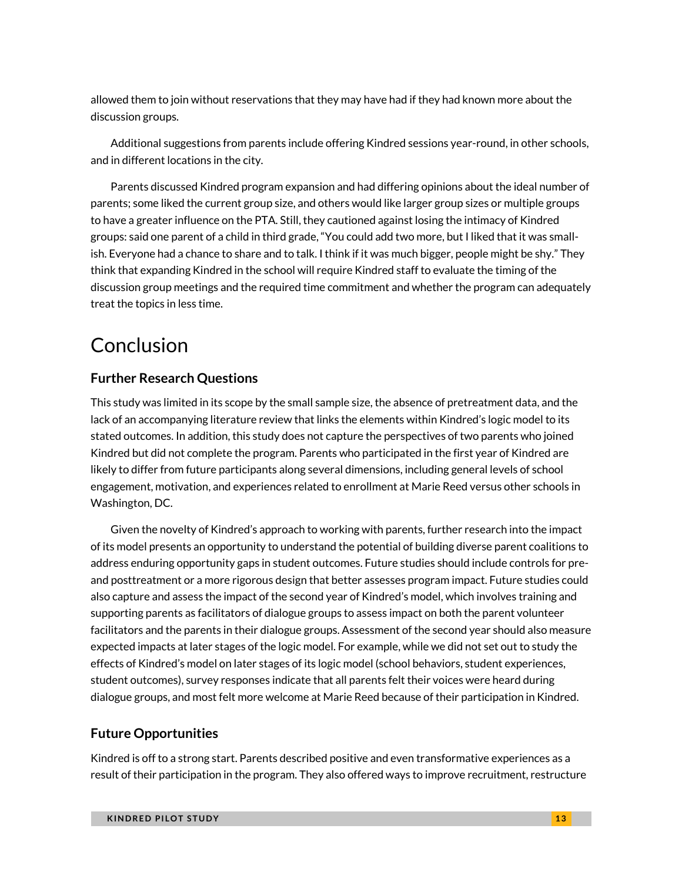allowed them to join without reservations that they may have had if they had known more about the discussion groups.

Additional suggestions from parents include offering Kindred sessions year-round, in other schools, and in different locations in the city.

Parents discussed Kindred program expansion and had differing opinions about the ideal number of parents; some liked the current group size, and others would like larger group sizes or multiple groups to have a greater influence on the PTA. Still, they cautioned against losing the intimacy of Kindred groups: said one parent of a child in third grade, "You could add two more, but I liked that it was small-ish. Everyone had a chance to share and to talk. I think if it was much bigger, people might be shy." They think that expanding Kindred in the school will require Kindred staff to evaluate the timing of the discussion group meetings and the required time commitment and whether the program can adequately treat the topics in less time.

# Conclusion

### Further Research Questions

This study was limited in its scope by the small sample size, the absence of pretreatment data, and the lack of an accompanying literature review that links the elements within Kindred's logic model to its stated outcomes. In addition, this study does not capture the perspectives of two parents who joined Kindred but did not complete the program. Parents who participated in the first year of Kindred are likely to differ from future participants along several dimensions, including general levels of school engagement, motivation, and experiences related to enrollment at Marie Reed versus other schools in Washington, DC.

Given the novelty of Kindred's approach to working with parents, further research into the impact of its model presents an opportunity to understand the potential of building diverse parent coalitions to address enduring opportunity gaps in student outcomes. Future studies should include controls for pre- and posttreatment or a more rigorous design that better assesses program impact. Future studies could also capture and assess the impact of the second year of Kindred's model, which involves training and supporting parents as facilitators of dialogue groups to assess impact on both the parent volunteer facilitators and the parents in their dialogue groups. Assessment of the second year should also measure expected impacts at later stages of the logic model. For example, while we did not set out to study the effects of Kindred's model on later stages of its logic model (school behaviors, student experiences, student outcomes), survey responses indicate that all parents felt their voices were heard during dialogue groups, and most felt more welcome at Marie Reed because of their participation in Kindred.

### Future Opportunities

Kindred is off to a strong start. Parents described positive and even transformative experiences as a result of their participation in the program. They also offered ways to improve recruitment, restructure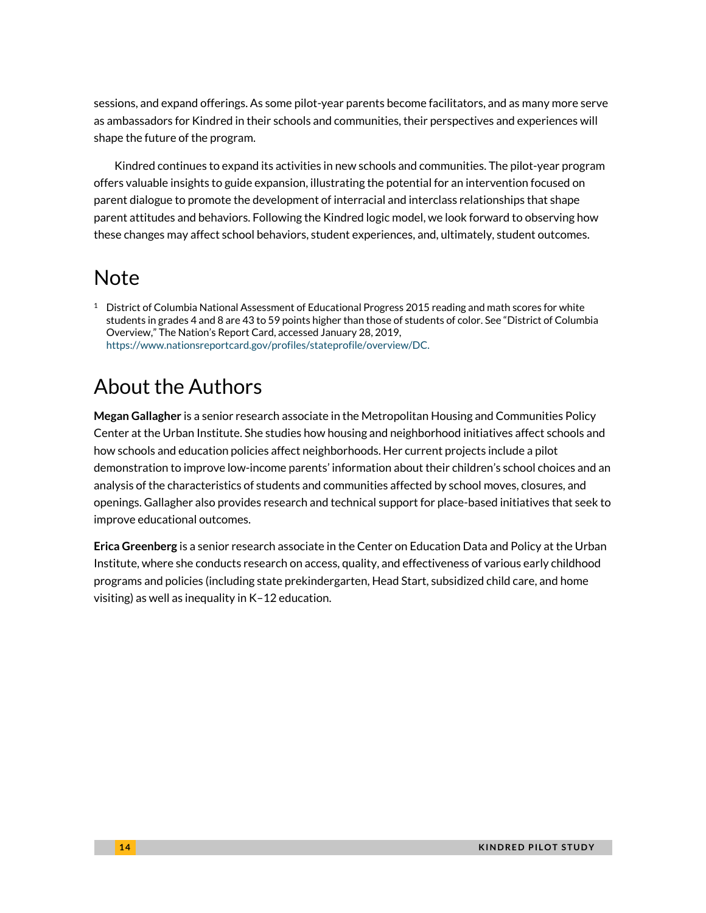sessions, and expand offerings. As some pilot-year parents become facilitators, and as many more serve as ambassadors for Kindred in their schools and communities, their perspectives and experiences will shape the future of the program.

Kindred continues to expand its activities in new schools and communities. The pilot-year program offers valuable insights to guide expansion, illustrating the potential for an intervention focused on parent dialogue to promote the development of interracial and interclass relationships that shape parent attitudes and behaviors. Following the Kindred logic model, we look forward to observing how these changes may affect school behaviors, student experiences, and, ultimately, student outcomes.

## Note

[1] District of Columbia National Assessment of Educational Progress 2015 reading and math scores for white students in grades 4 and 8 are 43 to 59 points higher than those of students of color. See "District of Columbia Overview," The Nation's Report Card, accessed January 28, 2019, https://www.nationsreportcard.gov/profiles/stateprofile/overview/DC.

## About the Authors

**Megan Gallagher** is a senior research associate in the Metropolitan Housing and Communities Policy Center at the Urban Institute. She studies how housing and neighborhood initiatives affect schools and how schools and education policies affect neighborhoods. Her current projects include a pilot demonstration to improve low-income parents' information about their children's school choices and an analysis of the characteristics of students and communities affected by school moves, closures, and openings. Gallagher also provides research and technical support for place-based initiatives that seek to improve educational outcomes.

**Erica Greenberg** is a senior research associate in the Center on Education Data and Policy at the Urban Institute, where she conducts research on access, quality, and effectiveness of various early childhood programs and policies (including state prekindergarten, Head Start, subsidized child care, and home visiting) as well as inequality in K–12 education.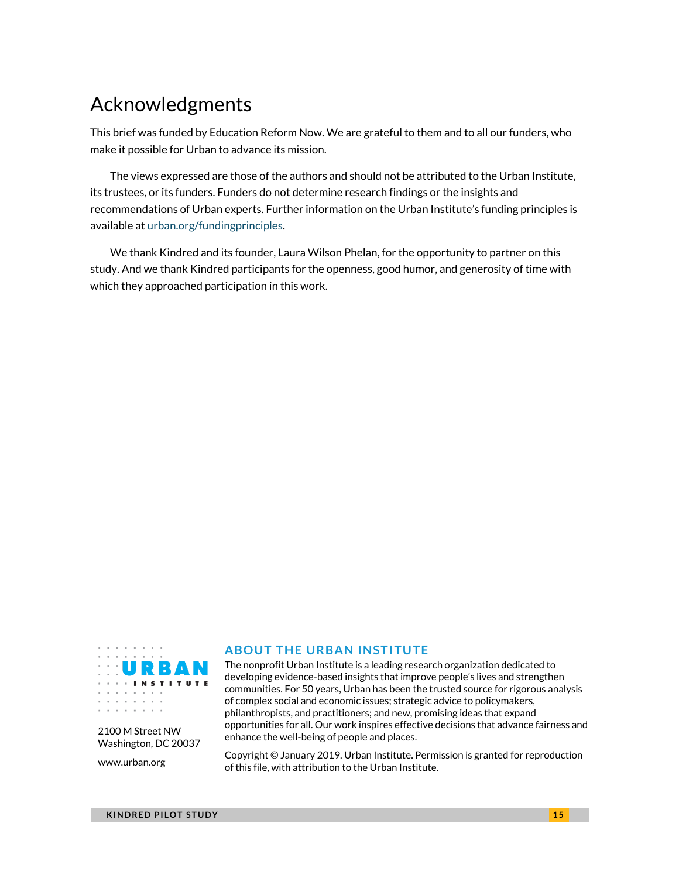# Acknowledgments

This brief was funded by Education Reform Now. We are grateful to them and to all our funders, who make it possible for Urban to advance its mission.

The views expressed are those of the authors and should not be attributed to the Urban Institute, its trustees, or its funders. Funders do not determine research findings or the insights and recommendations of Urban experts. Further information on the Urban Institute's funding principles is available at urban.org/fundingprinciples.

We thank Kindred and its founder, Laura Wilson Phelan, for the opportunity to partner on this study. And we thank Kindred participants for the openness, good humor, and generosity of time with which they approached participation in this work.

URBAN INSTITUTE

2100 M Street NW
Washington, DC 20037

www.urban.org

## ABOUT THE URBAN INSTITUTE

The nonprofit Urban Institute is a leading research organization dedicated to developing evidence-based insights that improve people's lives and strengthen communities. For 50 years, Urban has been the trusted source for rigorous analysis of complex social and economic issues; strategic advice to policymakers, philanthropists, and practitioners; and new, promising ideas that expand opportunities for all. Our work inspires effective decisions that advance fairness and enhance the well-being of people and places.

Copyright © January 2019. Urban Institute. Permission is granted for reproduction of this file, with attribution to the Urban Institute.